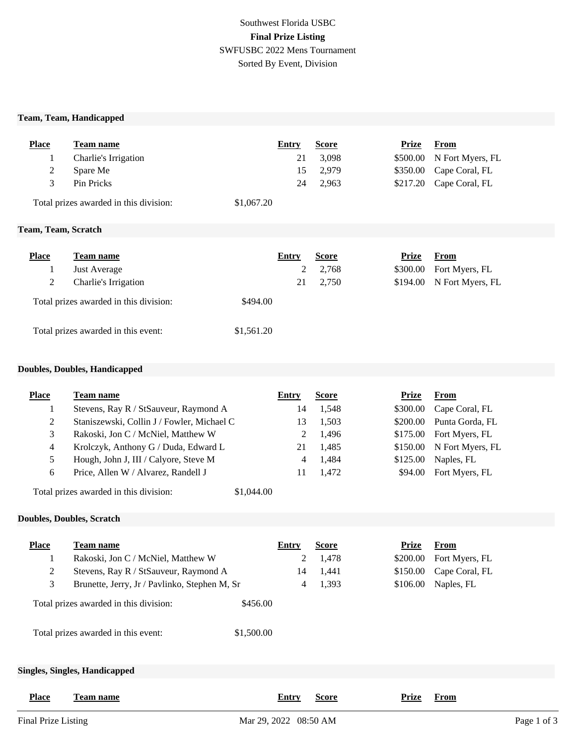Southwest Florida USBC

**Final Prize Listing**

SWFUSBC 2022 Mens Tournament

Sorted By Event, Division

### Team, Team, Handicapped

| Place | Team name | Entry | Score | Prize | From |
|---|---|---|---|---|---|
| 1 | Charlie's Irrigation | 21 | 3,098 | $500.00 | N Fort Myers, FL |
| 2 | Spare Me | 15 | 2,979 | $350.00 | Cape Coral, FL |
| 3 | Pin Pricks | 24 | 2,963 | $217.20 | Cape Coral, FL |

Total prizes awarded in this division: $1,067.20

### Team, Team, Scratch

| Place | Team name | Entry | Score | Prize | From |
|---|---|---|---|---|---|
| 1 | Just Average | 2 | 2,768 | $300.00 | Fort Myers, FL |
| 2 | Charlie's Irrigation | 21 | 2,750 | $194.00 | N Fort Myers, FL |

Total prizes awarded in this division: $494.00

Total prizes awarded in this event: $1,561.20

### Doubles, Doubles, Handicapped

| Place | Team name | Entry | Score | Prize | From |
|---|---|---|---|---|---|
| 1 | Stevens, Ray R / StSauveur, Raymond A | 14 | 1,548 | $300.00 | Cape Coral, FL |
| 2 | Staniszewski, Collin J / Fowler, Michael C | 13 | 1,503 | $200.00 | Punta Gorda, FL |
| 3 | Rakoski, Jon C / McNiel, Matthew W | 2 | 1,496 | $175.00 | Fort Myers, FL |
| 4 | Krolczyk, Anthony G / Duda, Edward L | 21 | 1,485 | $150.00 | N Fort Myers, FL |
| 5 | Hough, John J, III / Calyore, Steve M | 4 | 1,484 | $125.00 | Naples, FL |
| 6 | Price, Allen W / Alvarez, Randell J | 11 | 1,472 | $94.00 | Fort Myers, FL |

Total prizes awarded in this division: $1,044.00

### Doubles, Doubles, Scratch

| Place | Team name | Entry | Score | Prize | From |
|---|---|---|---|---|---|
| 1 | Rakoski, Jon C / McNiel, Matthew W | 2 | 1,478 | $200.00 | Fort Myers, FL |
| 2 | Stevens, Ray R / StSauveur, Raymond A | 14 | 1,441 | $150.00 | Cape Coral, FL |
| 3 | Brunette, Jerry, Jr / Pavlinko, Stephen M, Sr | 4 | 1,393 | $106.00 | Naples, FL |

Total prizes awarded in this division: $456.00

Total prizes awarded in this event: $1,500.00

### Singles, Singles, Handicapped

| Place | Team name | Entry | Score | Prize | From |
|---|---|---|---|---|---|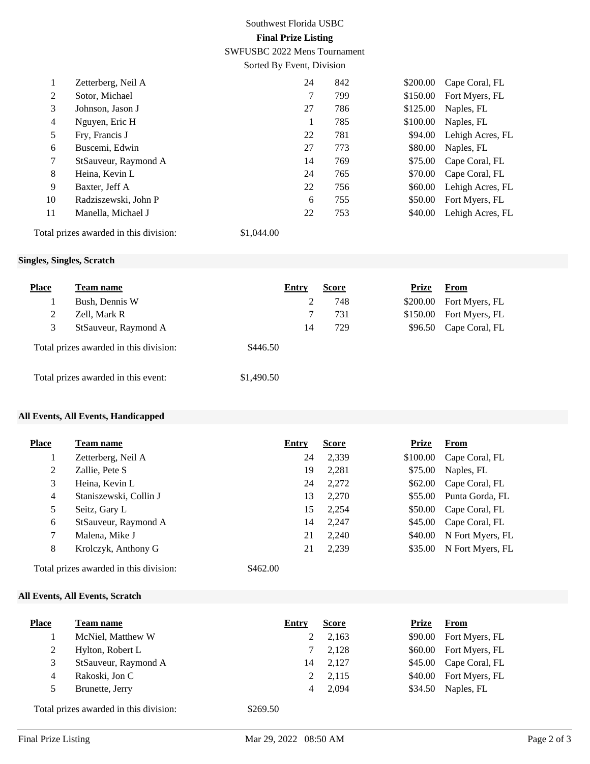Southwest Florida USBC

**Final Prize Listing**

SWFUSBC 2022 Mens Tournament

Sorted By Event, Division

| Place | Team name | Entry | Score | Prize | From |
|---|---|---|---|---|---|
| 1 | Zetterberg, Neil A | 24 | 842 | $200.00 | Cape Coral, FL |
| 2 | Sotor, Michael | 7 | 799 | $150.00 | Fort Myers, FL |
| 3 | Johnson, Jason J | 27 | 786 | $125.00 | Naples, FL |
| 4 | Nguyen, Eric H | 1 | 785 | $100.00 | Naples, FL |
| 5 | Fry, Francis J | 22 | 781 | $94.00 | Lehigh Acres, FL |
| 6 | Buscemi, Edwin | 27 | 773 | $80.00 | Naples, FL |
| 7 | StSauveur, Raymond A | 14 | 769 | $75.00 | Cape Coral, FL |
| 8 | Heina, Kevin L | 24 | 765 | $70.00 | Cape Coral, FL |
| 9 | Baxter, Jeff A | 22 | 756 | $60.00 | Lehigh Acres, FL |
| 10 | Radziszewski, John P | 6 | 755 | $50.00 | Fort Myers, FL |
| 11 | Manella, Michael J | 22 | 753 | $40.00 | Lehigh Acres, FL |

Total prizes awarded in this division: $1,044.00

### Singles, Singles, Scratch

| Place | Team name | Entry | Score | Prize | From |
|---|---|---|---|---|---|
| 1 | Bush, Dennis W | 2 | 748 | $200.00 | Fort Myers, FL |
| 2 | Zell, Mark R | 7 | 731 | $150.00 | Fort Myers, FL |
| 3 | StSauveur, Raymond A | 14 | 729 | $96.50 | Cape Coral, FL |

Total prizes awarded in this division: $446.50

Total prizes awarded in this event: $1,490.50

### All Events, All Events, Handicapped

| Place | Team name | Entry | Score | Prize | From |
|---|---|---|---|---|---|
| 1 | Zetterberg, Neil A | 24 | 2,339 | $100.00 | Cape Coral, FL |
| 2 | Zallie, Pete S | 19 | 2,281 | $75.00 | Naples, FL |
| 3 | Heina, Kevin L | 24 | 2,272 | $62.00 | Cape Coral, FL |
| 4 | Staniszewski, Collin J | 13 | 2,270 | $55.00 | Punta Gorda, FL |
| 5 | Seitz, Gary L | 15 | 2,254 | $50.00 | Cape Coral, FL |
| 6 | StSauveur, Raymond A | 14 | 2,247 | $45.00 | Cape Coral, FL |
| 7 | Malena, Mike J | 21 | 2,240 | $40.00 | N Fort Myers, FL |
| 8 | Krolczyk, Anthony G | 21 | 2,239 | $35.00 | N Fort Myers, FL |

Total prizes awarded in this division: $462.00

### All Events, All Events, Scratch

| Place | Team name | Entry | Score | Prize | From |
|---|---|---|---|---|---|
| 1 | McNiel, Matthew W | 2 | 2,163 | $90.00 | Fort Myers, FL |
| 2 | Hylton, Robert L | 7 | 2,128 | $60.00 | Fort Myers, FL |
| 3 | StSauveur, Raymond A | 14 | 2,127 | $45.00 | Cape Coral, FL |
| 4 | Rakoski, Jon C | 2 | 2,115 | $40.00 | Fort Myers, FL |
| 5 | Brunette, Jerry | 4 | 2,094 | $34.50 | Naples, FL |

Total prizes awarded in this division: $269.50

Final Prize Listing Mar 29, 2022 08:50 AM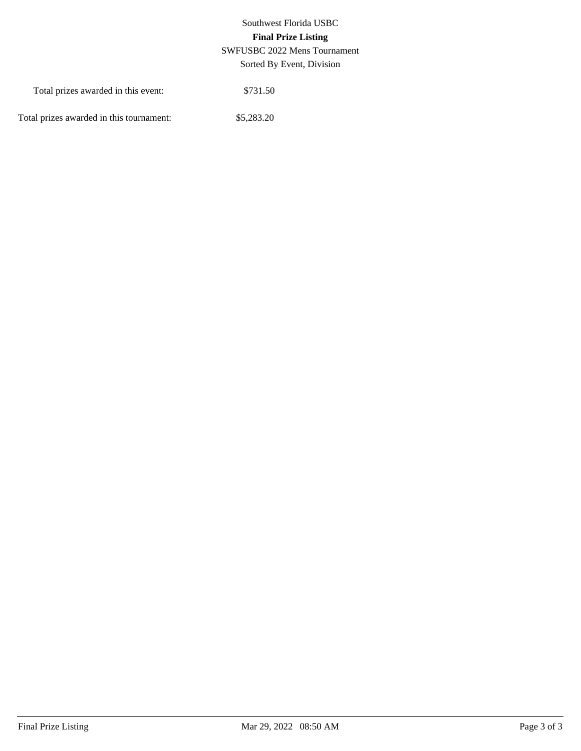Southwest Florida USBC

**Final Prize Listing**

SWFUSBC 2022 Mens Tournament

Sorted By Event, Division

| | |
|---|---|
| Total prizes awarded in this event: | $731.50 |
| Total prizes awarded in this tournament: | $5,283.20 |